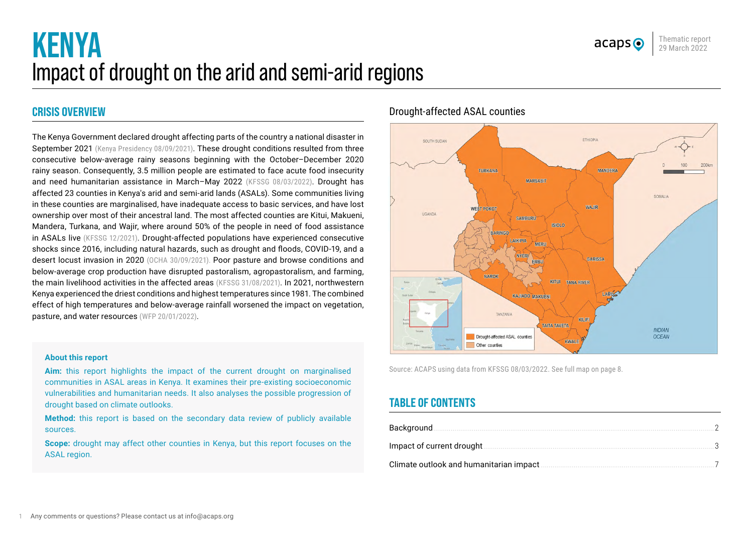# KENYA
## Impact of drought on the arid and semi-arid regions

Thematic report
29 March 2022

## CRISIS OVERVIEW

The Kenya Government declared drought affecting parts of the country a national disaster in September 2021 (Kenya Presidency 08/09/2021). These drought conditions resulted from three consecutive below-average rainy seasons beginning with the October–December 2020 rainy season. Consequently, 3.5 million people are estimated to face acute food insecurity and need humanitarian assistance in March–May 2022 (KFSSG 08/03/2022). Drought has affected 23 counties in Kenya's arid and semi-arid lands (ASALs). Some communities living in these counties are marginalised, have inadequate access to basic services, and have lost ownership over most of their ancestral land. The most affected counties are Kitui, Makueni, Mandera, Turkana, and Wajir, where around 50% of the people in need of food assistance in ASALs live (KFSSG 12/2021). Drought-affected populations have experienced consecutive shocks since 2016, including natural hazards, such as drought and floods, COVID-19, and a desert locust invasion in 2020 (OCHA 30/09/2021). Poor pasture and browse conditions and below-average crop production have disrupted pastoralism, agropastoralism, and farming, the main livelihood activities in the affected areas (KFSSG 31/08/2021). In 2021, northwestern Kenya experienced the driest conditions and highest temperatures since 1981. The combined effect of high temperatures and below-average rainfall worsened the impact on vegetation, pasture, and water resources (WFP 20/01/2022).

**About this report**

**Aim:** this report highlights the impact of the current drought on marginalised communities in ASAL areas in Kenya. It examines their pre-existing socioeconomic vulnerabilities and humanitarian needs. It also analyses the possible progression of drought based on climate outlooks.

**Method:** this report is based on the secondary data review of publicly available sources.

**Scope:** drought may affect other counties in Kenya, but this report focuses on the ASAL region.

### Drought-affected ASAL counties

Source: ACAPS using data from KFSSG 08/03/2022. See full map on page 8.

## TABLE OF CONTENTS

| | |
|---|---|
| Background | 2 |
| Impact of current drought | 3 |
| Climate outlook and humanitarian impact | 7 |

Any comments or questions? Please contact us at info@acaps.org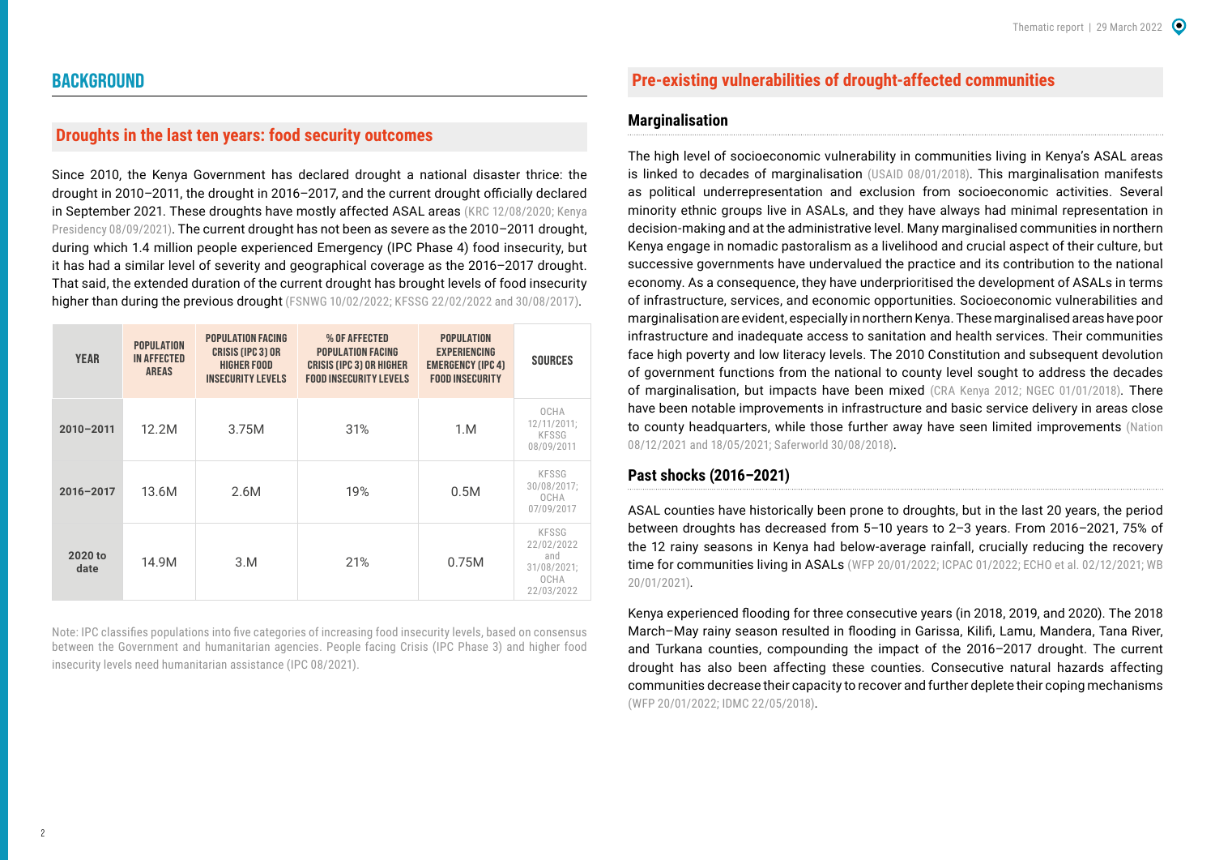# BACKGROUND

## Droughts in the last ten years: food security outcomes

Since 2010, the Kenya Government has declared drought a national disaster thrice: the drought in 2010–2011, the drought in 2016–2017, and the current drought officially declared in September 2021. These droughts have mostly affected ASAL areas (KRC 12/08/2020; Kenya Presidency 08/09/2021). The current drought has not been as severe as the 2010–2011 drought, during which 1.4 million people experienced Emergency (IPC Phase 4) food insecurity, but it has had a similar level of severity and geographical coverage as the 2016–2017 drought. That said, the extended duration of the current drought has brought levels of food insecurity higher than during the previous drought (FSNWG 10/02/2022; KFSSG 22/02/2022 and 30/08/2017).

| YEAR | POPULATION IN AFFECTED AREAS | POPULATION FACING CRISIS (IPC 3) OR HIGHER FOOD INSECURITY LEVELS | % OF AFFECTED POPULATION FACING CRISIS (IPC 3) OR HIGHER FOOD INSECURITY LEVELS | POPULATION EXPERIENCING EMERGENCY (IPC 4) FOOD INSECURITY | SOURCES |
|---|---|---|---|---|---|
| 2010–2011 | 12.2M | 3.75M | 31% | 1.M | OCHA 12/11/2011; KFSSG 08/09/2011 |
| 2016–2017 | 13.6M | 2.6M | 19% | 0.5M | KFSSG 30/08/2017; OCHA 07/09/2017 |
| 2020 to date | 14.9M | 3.M | 21% | 0.75M | KFSSG 22/02/2022 and 31/08/2021; OCHA 22/03/2022 |

Note: IPC classifies populations into five categories of increasing food insecurity levels, based on consensus between the Government and humanitarian agencies. People facing Crisis (IPC Phase 3) and higher food insecurity levels need humanitarian assistance (IPC 08/2021).

## Pre-existing vulnerabilities of drought-affected communities

### Marginalisation

The high level of socioeconomic vulnerability in communities living in Kenya's ASAL areas is linked to decades of marginalisation (USAID 08/01/2018). This marginalisation manifests as political underrepresentation and exclusion from socioeconomic activities. Several minority ethnic groups live in ASALs, and they have always had minimal representation in decision-making and at the administrative level. Many marginalised communities in northern Kenya engage in nomadic pastoralism as a livelihood and crucial aspect of their culture, but successive governments have undervalued the practice and its contribution to the national economy. As a consequence, they have underprioritised the development of ASALs in terms of infrastructure, services, and economic opportunities. Socioeconomic vulnerabilities and marginalisation are evident, especially in northern Kenya. These marginalised areas have poor infrastructure and inadequate access to sanitation and health services. Their communities face high poverty and low literacy levels. The 2010 Constitution and subsequent devolution of government functions from the national to county level sought to address the decades of marginalisation, but impacts have been mixed (CRA Kenya 2012; NGEC 01/01/2018). There have been notable improvements in infrastructure and basic service delivery in areas close to county headquarters, while those further away have seen limited improvements (Nation 08/12/2021 and 18/05/2021; Saferworld 30/08/2018).

### Past shocks (2016–2021)

ASAL counties have historically been prone to droughts, but in the last 20 years, the period between droughts has decreased from 5–10 years to 2–3 years. From 2016–2021, 75% of the 12 rainy seasons in Kenya had below-average rainfall, crucially reducing the recovery time for communities living in ASALs (WFP 20/01/2022; ICPAC 01/2022; ECHO et al. 02/12/2021; WB 20/01/2021).

Kenya experienced flooding for three consecutive years (in 2018, 2019, and 2020). The 2018 March–May rainy season resulted in flooding in Garissa, Kilifi, Lamu, Mandera, Tana River, and Turkana counties, compounding the impact of the 2016–2017 drought. The current drought has also been affecting these counties. Consecutive natural hazards affecting communities decrease their capacity to recover and further deplete their coping mechanisms (WFP 20/01/2022; IDMC 22/05/2018).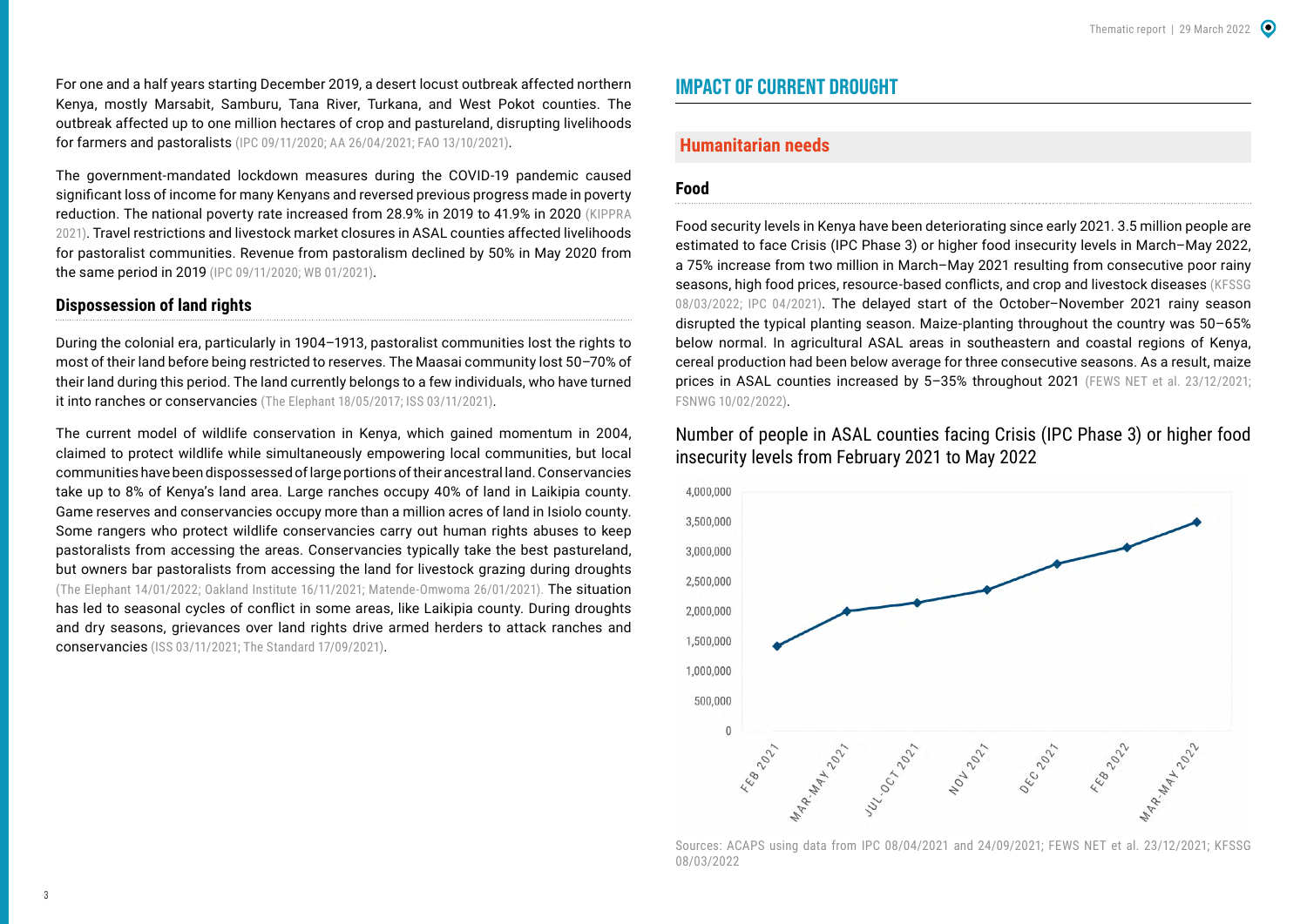For one and a half years starting December 2019, a desert locust outbreak affected northern Kenya, mostly Marsabit, Samburu, Tana River, Turkana, and West Pokot counties. The outbreak affected up to one million hectares of crop and pastureland, disrupting livelihoods for farmers and pastoralists (IPC 09/11/2020; AA 26/04/2021; FAO 13/10/2021).

The government-mandated lockdown measures during the COVID-19 pandemic caused significant loss of income for many Kenyans and reversed previous progress made in poverty reduction. The national poverty rate increased from 28.9% in 2019 to 41.9% in 2020 (KIPPRA 2021). Travel restrictions and livestock market closures in ASAL counties affected livelihoods for pastoralist communities. Revenue from pastoralism declined by 50% in May 2020 from the same period in 2019 (IPC 09/11/2020; WB 01/2021).

### Dispossession of land rights

During the colonial era, particularly in 1904–1913, pastoralist communities lost the rights to most of their land before being restricted to reserves. The Maasai community lost 50–70% of their land during this period. The land currently belongs to a few individuals, who have turned it into ranches or conservancies (The Elephant 18/05/2017; ISS 03/11/2021).

The current model of wildlife conservation in Kenya, which gained momentum in 2004, claimed to protect wildlife while simultaneously empowering local communities, but local communities have been dispossessed of large portions of their ancestral land. Conservancies take up to 8% of Kenya's land area. Large ranches occupy 40% of land in Laikipia county. Game reserves and conservancies occupy more than a million acres of land in Isiolo county. Some rangers who protect wildlife conservancies carry out human rights abuses to keep pastoralists from accessing the areas. Conservancies typically take the best pastureland, but owners bar pastoralists from accessing the land for livestock grazing during droughts (The Elephant 14/01/2022; Oakland Institute 16/11/2021; Matende-Omwoma 26/01/2021). The situation has led to seasonal cycles of conflict in some areas, like Laikipia county. During droughts and dry seasons, grievances over land rights drive armed herders to attack ranches and conservancies (ISS 03/11/2021; The Standard 17/09/2021).

## IMPACT OF CURRENT DROUGHT

## Humanitarian needs

### Food

Food security levels in Kenya have been deteriorating since early 2021. 3.5 million people are estimated to face Crisis (IPC Phase 3) or higher food insecurity levels in March–May 2022, a 75% increase from two million in March–May 2021 resulting from consecutive poor rainy seasons, high food prices, resource-based conflicts, and crop and livestock diseases (KFSSG 08/03/2022; IPC 04/2021). The delayed start of the October–November 2021 rainy season disrupted the typical planting season. Maize-planting throughout the country was 50–65% below normal. In agricultural ASAL areas in southeastern and coastal regions of Kenya, cereal production had been below average for three consecutive seasons. As a result, maize prices in ASAL counties increased by 5–35% throughout 2021 (FEWS NET et al. 23/12/2021; FSNWG 10/02/2022).

Number of people in ASAL counties facing Crisis (IPC Phase 3) or higher food insecurity levels from February 2021 to May 2022

Sources: ACAPS using data from IPC 08/04/2021 and 24/09/2021; FEWS NET et al. 23/12/2021; KFSSG 08/03/2022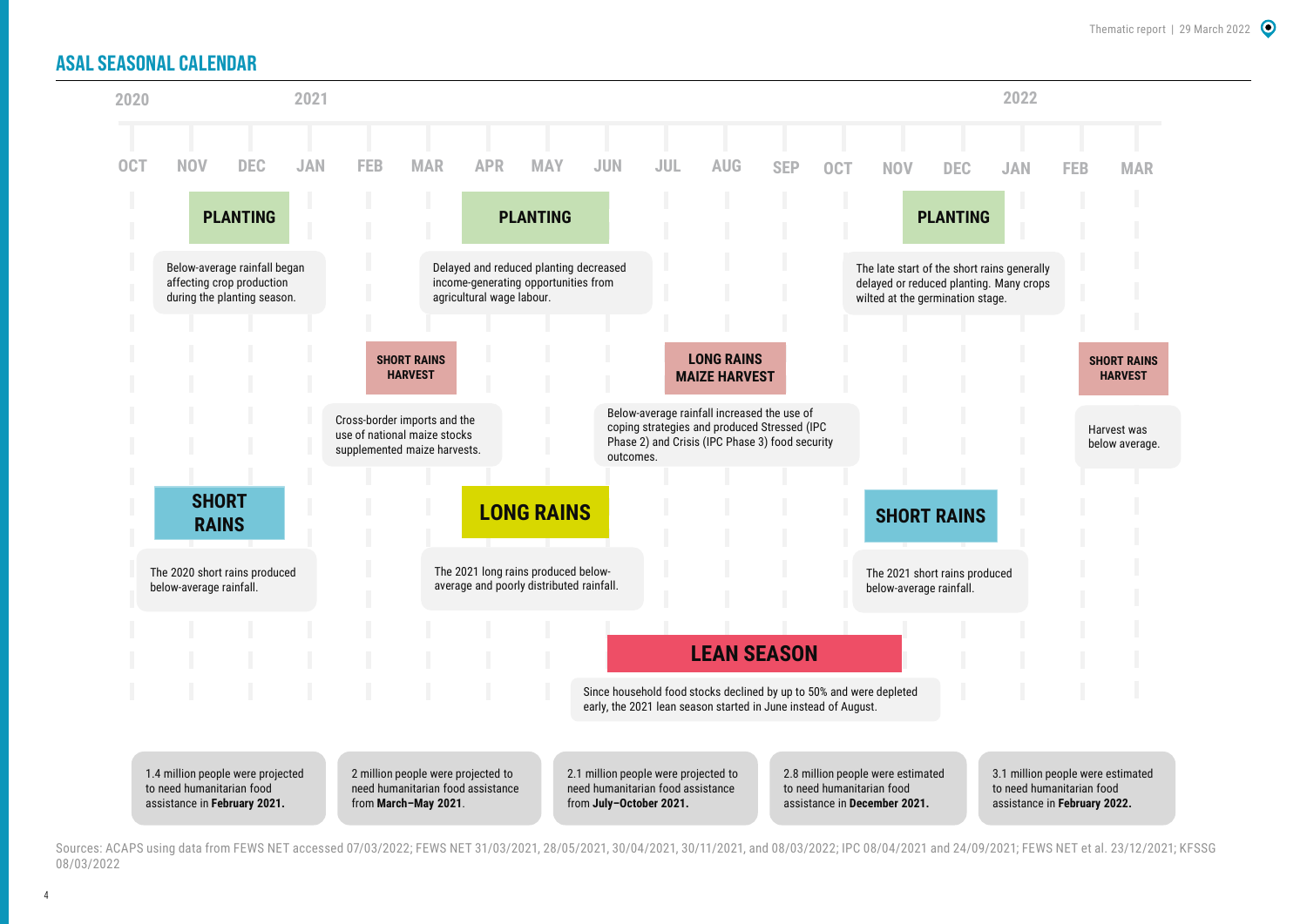## ASAL SEASONAL CALENDAR

**2020** — OCT, NOV, DEC
**2021** — JAN, FEB, MAR, APR, MAY, JUN, JUL, AUG, SEP, OCT, NOV, DEC
**2022** — JAN, FEB, MAR

**PLANTING** (Nov–Dec 2020)

Below-average rainfall began affecting crop production during the planting season.

**PLANTING** (Apr–May 2021)

Delayed and reduced planting decreased income-generating opportunities from agricultural wage labour.

**PLANTING** (Nov–Dec 2021)

The late start of the short rains generally delayed or reduced planting. Many crops wilted at the germination stage.

**SHORT RAINS HARVEST** (Feb–Mar 2021)

Cross-border imports and the use of national maize stocks supplemented maize harvests.

**LONG RAINS MAIZE HARVEST** (Jul–Sep 2021)

Below-average rainfall increased the use of coping strategies and produced Stressed (IPC Phase 2) and Crisis (IPC Phase 3) food security outcomes.

**SHORT RAINS HARVEST** (Feb–Mar 2022)

Harvest was below average.

**SHORT RAINS** (Oct–Dec 2020)

The 2020 short rains produced below-average rainfall.

**LONG RAINS** (Mar–May 2021)

The 2021 long rains produced below-average and poorly distributed rainfall.

**SHORT RAINS** (Oct–Dec 2021)

The 2021 short rains produced below-average rainfall.

**LEAN SEASON** (Jun–Oct 2021)

Since household food stocks declined by up to 50% and were depleted early, the 2021 lean season started in June instead of August.

1.4 million people were projected to need humanitarian food assistance in **February 2021.**

2 million people were projected to need humanitarian food assistance from **March–May 2021**.

2.1 million people were projected to need humanitarian food assistance from **July–October 2021.**

2.8 million people were estimated to need humanitarian food assistance in **December 2021.**

3.1 million people were estimated to need humanitarian food assistance in **February 2022.**

Sources: ACAPS using data from FEWS NET accessed 07/03/2022; FEWS NET 31/03/2021, 28/05/2021, 30/04/2021, 30/11/2021, and 08/03/2022; IPC 08/04/2021 and 24/09/2021; FEWS NET et al. 23/12/2021; KFSSG 08/03/2022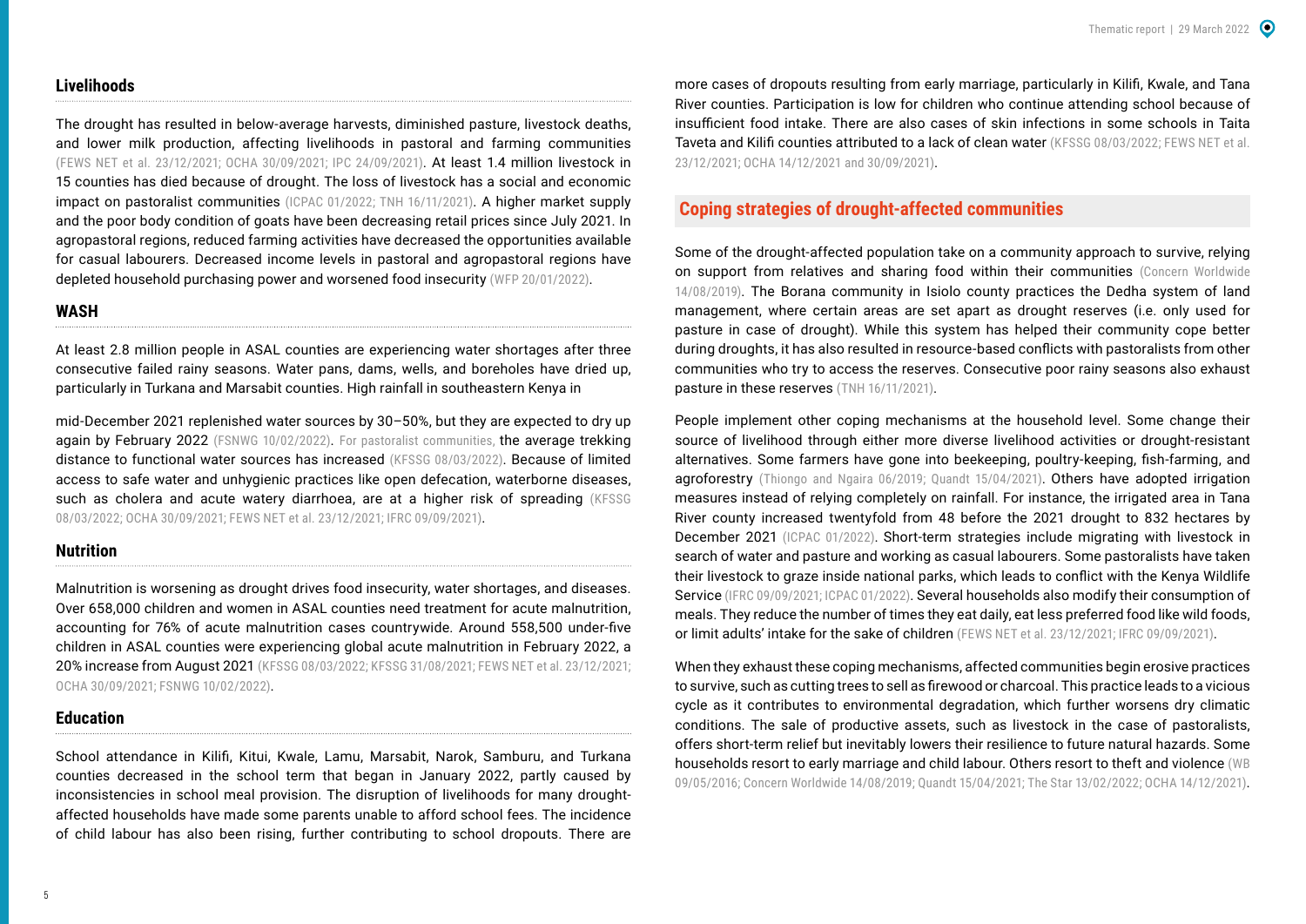## Livelihoods

The drought has resulted in below-average harvests, diminished pasture, livestock deaths, and lower milk production, affecting livelihoods in pastoral and farming communities (FEWS NET et al. 23/12/2021; OCHA 30/09/2021; IPC 24/09/2021). At least 1.4 million livestock in 15 counties has died because of drought. The loss of livestock has a social and economic impact on pastoralist communities (ICPAC 01/2022; TNH 16/11/2021). A higher market supply and the poor body condition of goats have been decreasing retail prices since July 2021. In agropastoral regions, reduced farming activities have decreased the opportunities available for casual labourers. Decreased income levels in pastoral and agropastoral regions have depleted household purchasing power and worsened food insecurity (WFP 20/01/2022).

## WASH

At least 2.8 million people in ASAL counties are experiencing water shortages after three consecutive failed rainy seasons. Water pans, dams, wells, and boreholes have dried up, particularly in Turkana and Marsabit counties. High rainfall in southeastern Kenya in mid-December 2021 replenished water sources by 30–50%, but they are expected to dry up again by February 2022 (FSNWG 10/02/2022). For pastoralist communities, the average trekking distance to functional water sources has increased (KFSSG 08/03/2022). Because of limited access to safe water and unhygienic practices like open defecation, waterborne diseases, such as cholera and acute watery diarrhoea, are at a higher risk of spreading (KFSSG 08/03/2022; OCHA 30/09/2021; FEWS NET et al. 23/12/2021; IFRC 09/09/2021).

## Nutrition

Malnutrition is worsening as drought drives food insecurity, water shortages, and diseases. Over 658,000 children and women in ASAL counties need treatment for acute malnutrition, accounting for 76% of acute malnutrition cases countrywide. Around 558,500 under-five children in ASAL counties were experiencing global acute malnutrition in February 2022, a 20% increase from August 2021 (KFSSG 08/03/2022; KFSSG 31/08/2021; FEWS NET et al. 23/12/2021; OCHA 30/09/2021; FSNWG 10/02/2022).

## Education

School attendance in Kilifi, Kitui, Kwale, Lamu, Marsabit, Narok, Samburu, and Turkana counties decreased in the school term that began in January 2022, partly caused by inconsistencies in school meal provision. The disruption of livelihoods for many drought-affected households have made some parents unable to afford school fees. The incidence of child labour has also been rising, further contributing to school dropouts. There are more cases of dropouts resulting from early marriage, particularly in Kilifi, Kwale, and Tana River counties. Participation is low for children who continue attending school because of insufficient food intake. There are also cases of skin infections in some schools in Taita Taveta and Kilifi counties attributed to a lack of clean water (KFSSG 08/03/2022; FEWS NET et al. 23/12/2021; OCHA 14/12/2021 and 30/09/2021).

## Coping strategies of drought-affected communities

Some of the drought-affected population take on a community approach to survive, relying on support from relatives and sharing food within their communities (Concern Worldwide 14/08/2019). The Borana community in Isiolo county practices the Dedha system of land management, where certain areas are set apart as drought reserves (i.e. only used for pasture in case of drought). While this system has helped their community cope better during droughts, it has also resulted in resource-based conflicts with pastoralists from other communities who try to access the reserves. Consecutive poor rainy seasons also exhaust pasture in these reserves (TNH 16/11/2021).

People implement other coping mechanisms at the household level. Some change their source of livelihood through either more diverse livelihood activities or drought-resistant alternatives. Some farmers have gone into beekeeping, poultry-keeping, fish-farming, and agroforestry (Thiongo and Ngaira 06/2019; Quandt 15/04/2021). Others have adopted irrigation measures instead of relying completely on rainfall. For instance, the irrigated area in Tana River county increased twentyfold from 48 before the 2021 drought to 832 hectares by December 2021 (ICPAC 01/2022). Short-term strategies include migrating with livestock in search of water and pasture and working as casual labourers. Some pastoralists have taken their livestock to graze inside national parks, which leads to conflict with the Kenya Wildlife Service (IFRC 09/09/2021; ICPAC 01/2022). Several households also modify their consumption of meals. They reduce the number of times they eat daily, eat less preferred food like wild foods, or limit adults' intake for the sake of children (FEWS NET et al. 23/12/2021; IFRC 09/09/2021).

When they exhaust these coping mechanisms, affected communities begin erosive practices to survive, such as cutting trees to sell as firewood or charcoal. This practice leads to a vicious cycle as it contributes to environmental degradation, which further worsens dry climatic conditions. The sale of productive assets, such as livestock in the case of pastoralists, offers short-term relief but inevitably lowers their resilience to future natural hazards. Some households resort to early marriage and child labour. Others resort to theft and violence (WB 09/05/2016; Concern Worldwide 14/08/2019; Quandt 15/04/2021; The Star 13/02/2022; OCHA 14/12/2021).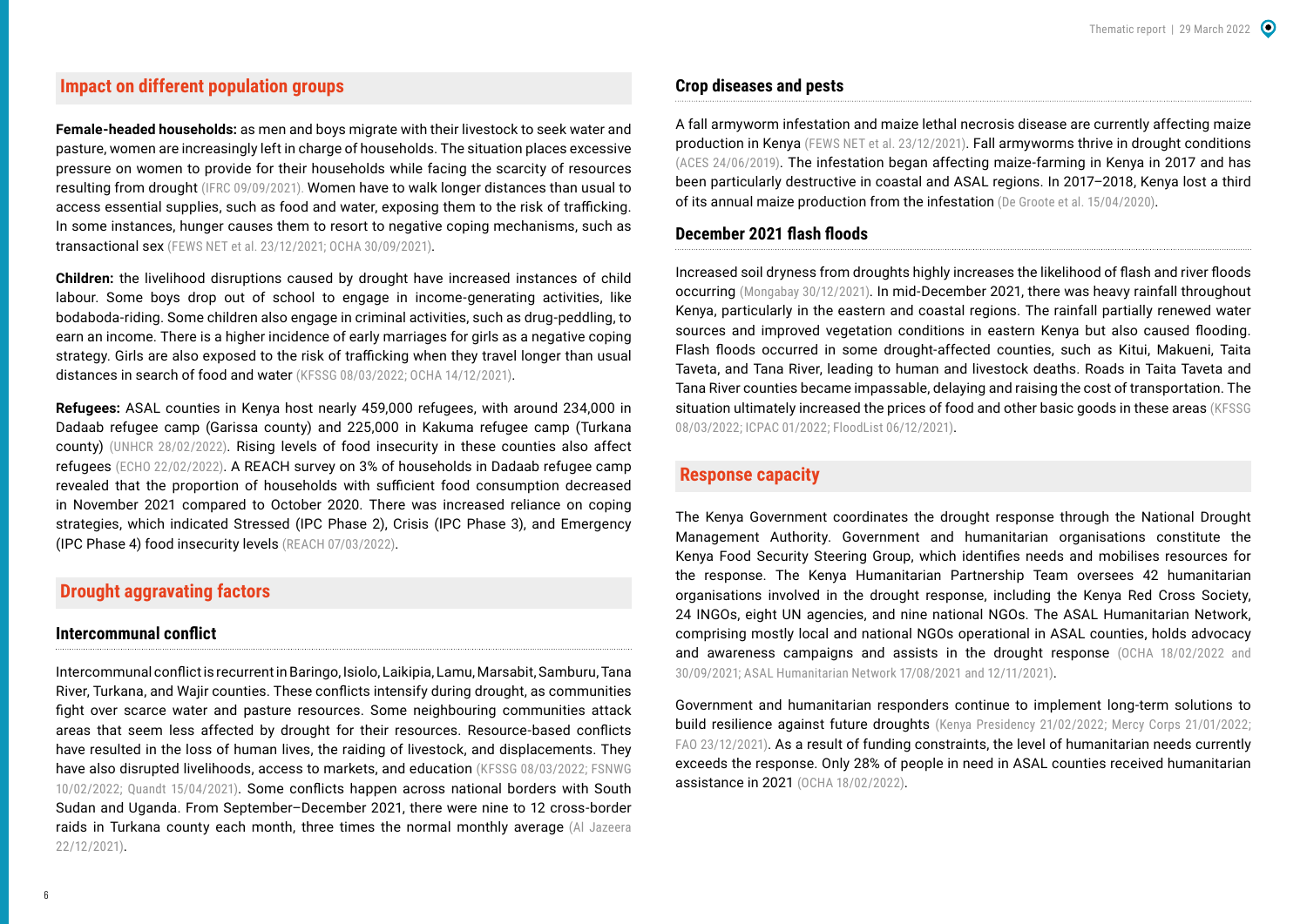## Impact on different population groups

**Female-headed households:** as men and boys migrate with their livestock to seek water and pasture, women are increasingly left in charge of households. The situation places excessive pressure on women to provide for their households while facing the scarcity of resources resulting from drought (IFRC 09/09/2021). Women have to walk longer distances than usual to access essential supplies, such as food and water, exposing them to the risk of trafficking. In some instances, hunger causes them to resort to negative coping mechanisms, such as transactional sex (FEWS NET et al. 23/12/2021; OCHA 30/09/2021).

**Children:** the livelihood disruptions caused by drought have increased instances of child labour. Some boys drop out of school to engage in income-generating activities, like bodaboda-riding. Some children also engage in criminal activities, such as drug-peddling, to earn an income. There is a higher incidence of early marriages for girls as a negative coping strategy. Girls are also exposed to the risk of trafficking when they travel longer than usual distances in search of food and water (KFSSG 08/03/2022; OCHA 14/12/2021).

**Refugees:** ASAL counties in Kenya host nearly 459,000 refugees, with around 234,000 in Dadaab refugee camp (Garissa county) and 225,000 in Kakuma refugee camp (Turkana county) (UNHCR 28/02/2022). Rising levels of food insecurity in these counties also affect refugees (ECHO 22/02/2022). A REACH survey on 3% of households in Dadaab refugee camp revealed that the proportion of households with sufficient food consumption decreased in November 2021 compared to October 2020. There was increased reliance on coping strategies, which indicated Stressed (IPC Phase 2), Crisis (IPC Phase 3), and Emergency (IPC Phase 4) food insecurity levels (REACH 07/03/2022).

## Drought aggravating factors

### Intercommunal conflict

Intercommunal conflict is recurrent in Baringo, Isiolo, Laikipia, Lamu, Marsabit, Samburu, Tana River, Turkana, and Wajir counties. These conflicts intensify during drought, as communities fight over scarce water and pasture resources. Some neighbouring communities attack areas that seem less affected by drought for their resources. Resource-based conflicts have resulted in the loss of human lives, the raiding of livestock, and displacements. They have also disrupted livelihoods, access to markets, and education (KFSSG 08/03/2022; FSNWG 10/02/2022; Quandt 15/04/2021). Some conflicts happen across national borders with South Sudan and Uganda. From September–December 2021, there were nine to 12 cross-border raids in Turkana county each month, three times the normal monthly average (Al Jazeera 22/12/2021).

### Crop diseases and pests

A fall armyworm infestation and maize lethal necrosis disease are currently affecting maize production in Kenya (FEWS NET et al. 23/12/2021). Fall armyworms thrive in drought conditions (ACES 24/06/2019). The infestation began affecting maize-farming in Kenya in 2017 and has been particularly destructive in coastal and ASAL regions. In 2017–2018, Kenya lost a third of its annual maize production from the infestation (De Groote et al. 15/04/2020).

### December 2021 flash floods

Increased soil dryness from droughts highly increases the likelihood of flash and river floods occurring (Mongabay 30/12/2021). In mid-December 2021, there was heavy rainfall throughout Kenya, particularly in the eastern and coastal regions. The rainfall partially renewed water sources and improved vegetation conditions in eastern Kenya but also caused flooding. Flash floods occurred in some drought-affected counties, such as Kitui, Makueni, Taita Taveta, and Tana River, leading to human and livestock deaths. Roads in Taita Taveta and Tana River counties became impassable, delaying and raising the cost of transportation. The situation ultimately increased the prices of food and other basic goods in these areas (KFSSG 08/03/2022; ICPAC 01/2022; FloodList 06/12/2021).

## Response capacity

The Kenya Government coordinates the drought response through the National Drought Management Authority. Government and humanitarian organisations constitute the Kenya Food Security Steering Group, which identifies needs and mobilises resources for the response. The Kenya Humanitarian Partnership Team oversees 42 humanitarian organisations involved in the drought response, including the Kenya Red Cross Society, 24 INGOs, eight UN agencies, and nine national NGOs. The ASAL Humanitarian Network, comprising mostly local and national NGOs operational in ASAL counties, holds advocacy and awareness campaigns and assists in the drought response (OCHA 18/02/2022 and 30/09/2021; ASAL Humanitarian Network 17/08/2021 and 12/11/2021).

Government and humanitarian responders continue to implement long-term solutions to build resilience against future droughts (Kenya Presidency 21/02/2022; Mercy Corps 21/01/2022; FAO 23/12/2021). As a result of funding constraints, the level of humanitarian needs currently exceeds the response. Only 28% of people in need in ASAL counties received humanitarian assistance in 2021 (OCHA 18/02/2022).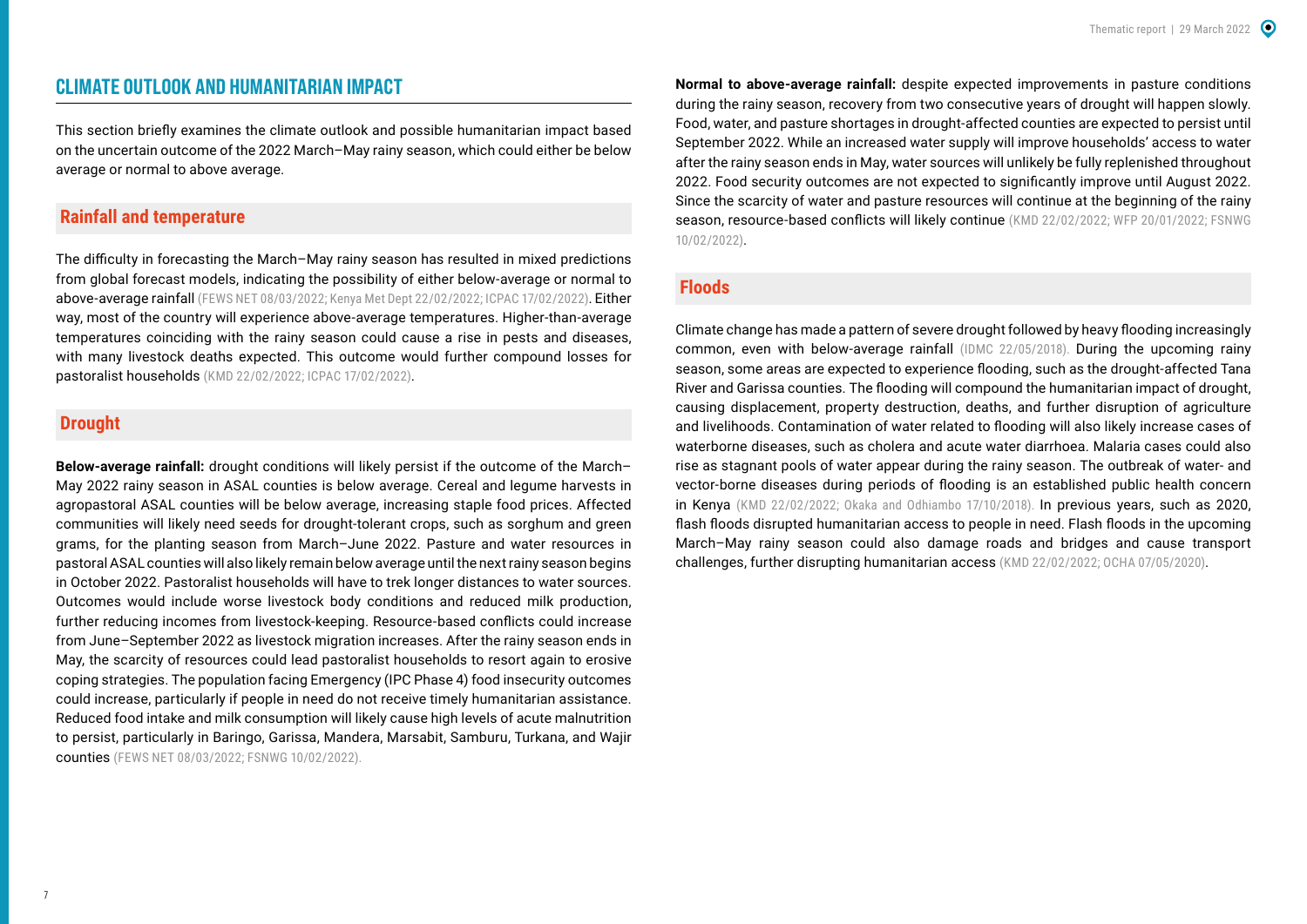## CLIMATE OUTLOOK AND HUMANITARIAN IMPACT

This section briefly examines the climate outlook and possible humanitarian impact based on the uncertain outcome of the 2022 March–May rainy season, which could either be below average or normal to above average.

### Rainfall and temperature

The difficulty in forecasting the March–May rainy season has resulted in mixed predictions from global forecast models, indicating the possibility of either below-average or normal to above-average rainfall (FEWS NET 08/03/2022; Kenya Met Dept 22/02/2022; ICPAC 17/02/2022). Either way, most of the country will experience above-average temperatures. Higher-than-average temperatures coinciding with the rainy season could cause a rise in pests and diseases, with many livestock deaths expected. This outcome would further compound losses for pastoralist households (KMD 22/02/2022; ICPAC 17/02/2022).

### Drought

**Below-average rainfall:** drought conditions will likely persist if the outcome of the March–May 2022 rainy season in ASAL counties is below average. Cereal and legume harvests in agropastoral ASAL counties will be below average, increasing staple food prices. Affected communities will likely need seeds for drought-tolerant crops, such as sorghum and green grams, for the planting season from March–June 2022. Pasture and water resources in pastoral ASAL counties will also likely remain below average until the next rainy season begins in October 2022. Pastoralist households will have to trek longer distances to water sources. Outcomes would include worse livestock body conditions and reduced milk production, further reducing incomes from livestock-keeping. Resource-based conflicts could increase from June–September 2022 as livestock migration increases. After the rainy season ends in May, the scarcity of resources could lead pastoralist households to resort again to erosive coping strategies. The population facing Emergency (IPC Phase 4) food insecurity outcomes could increase, particularly if people in need do not receive timely humanitarian assistance. Reduced food intake and milk consumption will likely cause high levels of acute malnutrition to persist, particularly in Baringo, Garissa, Mandera, Marsabit, Samburu, Turkana, and Wajir counties (FEWS NET 08/03/2022; FSNWG 10/02/2022).

**Normal to above-average rainfall:** despite expected improvements in pasture conditions during the rainy season, recovery from two consecutive years of drought will happen slowly. Food, water, and pasture shortages in drought-affected counties are expected to persist until September 2022. While an increased water supply will improve households' access to water after the rainy season ends in May, water sources will unlikely be fully replenished throughout 2022. Food security outcomes are not expected to significantly improve until August 2022. Since the scarcity of water and pasture resources will continue at the beginning of the rainy season, resource-based conflicts will likely continue (KMD 22/02/2022; WFP 20/01/2022; FSNWG 10/02/2022).

### Floods

Climate change has made a pattern of severe drought followed by heavy flooding increasingly common, even with below-average rainfall (IDMC 22/05/2018). During the upcoming rainy season, some areas are expected to experience flooding, such as the drought-affected Tana River and Garissa counties. The flooding will compound the humanitarian impact of drought, causing displacement, property destruction, deaths, and further disruption of agriculture and livelihoods. Contamination of water related to flooding will also likely increase cases of waterborne diseases, such as cholera and acute water diarrhoea. Malaria cases could also rise as stagnant pools of water appear during the rainy season. The outbreak of water- and vector-borne diseases during periods of flooding is an established public health concern in Kenya (KMD 22/02/2022; Okaka and Odhiambo 17/10/2018). In previous years, such as 2020, flash floods disrupted humanitarian access to people in need. Flash floods in the upcoming March–May rainy season could also damage roads and bridges and cause transport challenges, further disrupting humanitarian access (KMD 22/02/2022; OCHA 07/05/2020).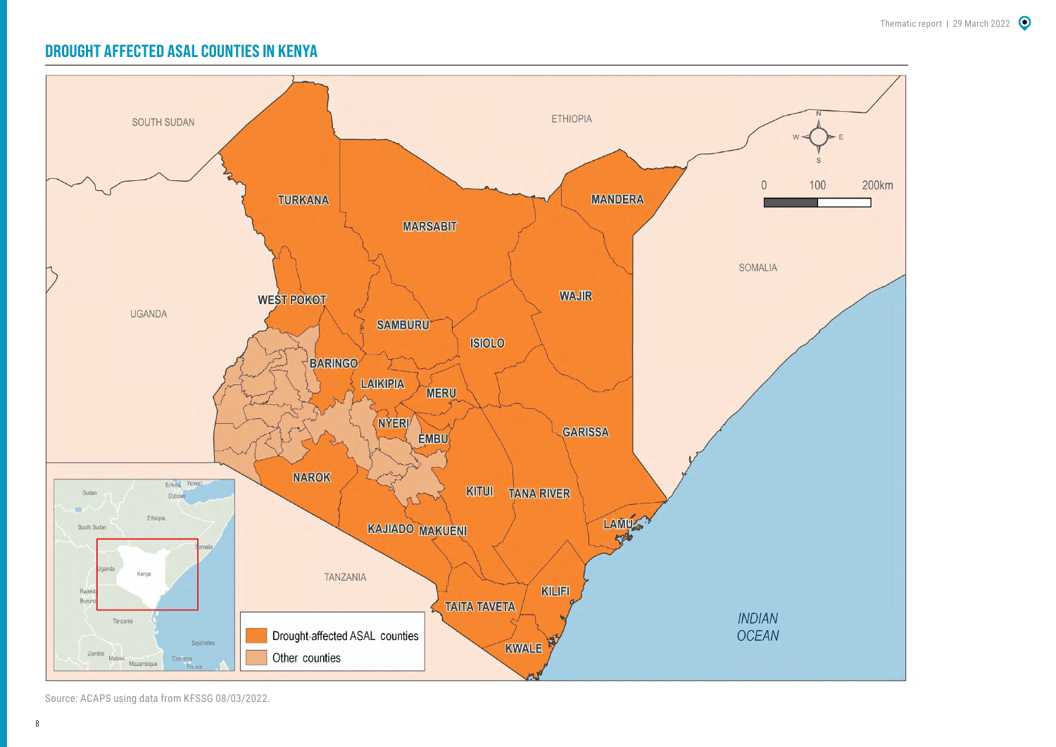## DROUGHT AFFECTED ASAL COUNTIES IN KENYA

SOUTH SUDAN
ETHIOPIA
SOMALIA
UGANDA
TANZANIA
INDIAN OCEAN

TURKANA
MARSABIT
MANDERA
WAJIR
WEST POKOT
SAMBURU
ISIOLO
BARINGO
LAIKIPIA
MERU
NYERI
EMBU
GARISSA
NAROK
KITUI
TANA RIVER
LAMU
KAJIADO
MAKUENI
KILIFI
TAITA TAVETA
KWALE

0 100 200km

Drought-affected ASAL counties
Other counties

Source: ACAPS using data from KFSSG 08/03/2022.